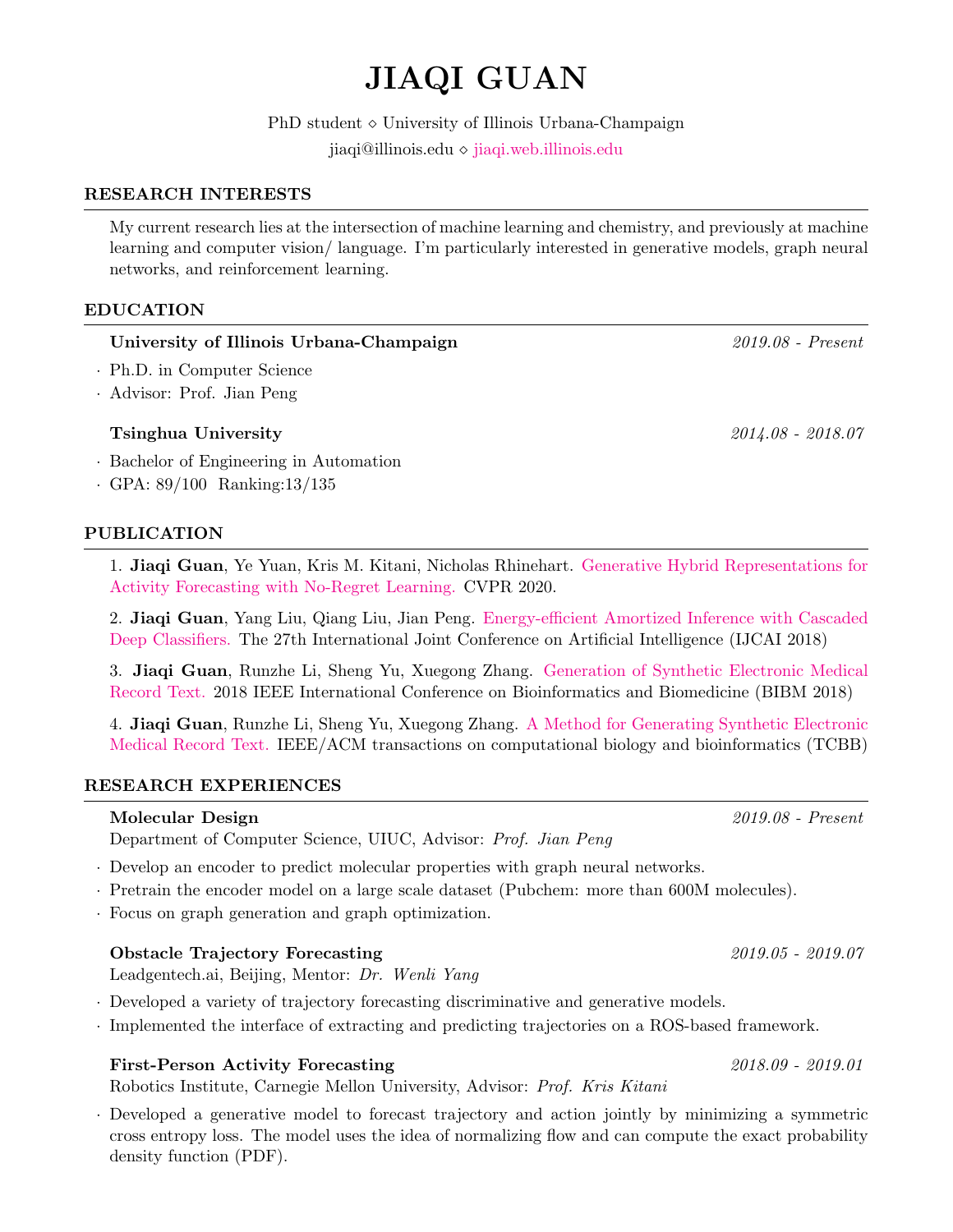# JIAQI GUAN

PhD student ⋄ University of Illinois Urbana-Champaign
jiaqi@illinois.edu ⋄ jiaqi.web.illinois.edu

## RESEARCH INTERESTS

My current research lies at the intersection of machine learning and chemistry, and previously at machine learning and computer vision/ language. I'm particularly interested in generative models, graph neural networks, and reinforcement learning.

## EDUCATION

**University of Illinois Urbana-Champaign** *2019.08 - Present*

- Ph.D. in Computer Science
- Advisor: Prof. Jian Peng

**Tsinghua University** *2014.08 - 2018.07*

- Bachelor of Engineering in Automation
- GPA: 89/100  Ranking:13/135

## PUBLICATION

1. **Jiaqi Guan**, Ye Yuan, Kris M. Kitani, Nicholas Rhinehart. Generative Hybrid Representations for Activity Forecasting with No-Regret Learning. CVPR 2020.
2. **Jiaqi Guan**, Yang Liu, Qiang Liu, Jian Peng. Energy-efficient Amortized Inference with Cascaded Deep Classifiers. The 27th International Joint Conference on Artificial Intelligence (IJCAI 2018)
3. **Jiaqi Guan**, Runzhe Li, Sheng Yu, Xuegong Zhang. Generation of Synthetic Electronic Medical Record Text. 2018 IEEE International Conference on Bioinformatics and Biomedicine (BIBM 2018)
4. **Jiaqi Guan**, Runzhe Li, Sheng Yu, Xuegong Zhang. A Method for Generating Synthetic Electronic Medical Record Text. IEEE/ACM transactions on computational biology and bioinformatics (TCBB)

## RESEARCH EXPERIENCES

**Molecular Design** *2019.08 - Present*
Department of Computer Science, UIUC, Advisor: *Prof. Jian Peng*

- Develop an encoder to predict molecular properties with graph neural networks.
- Pretrain the encoder model on a large scale dataset (Pubchem: more than 600M molecules).
- Focus on graph generation and graph optimization.

**Obstacle Trajectory Forecasting** *2019.05 - 2019.07*
Leadgentech.ai, Beijing, Mentor: *Dr. Wenli Yang*

- Developed a variety of trajectory forecasting discriminative and generative models.
- Implemented the interface of extracting and predicting trajectories on a ROS-based framework.

**First-Person Activity Forecasting** *2018.09 - 2019.01*
Robotics Institute, Carnegie Mellon University, Advisor: *Prof. Kris Kitani*

- Developed a generative model to forecast trajectory and action jointly by minimizing a symmetric cross entropy loss. The model uses the idea of normalizing flow and can compute the exact probability density function (PDF).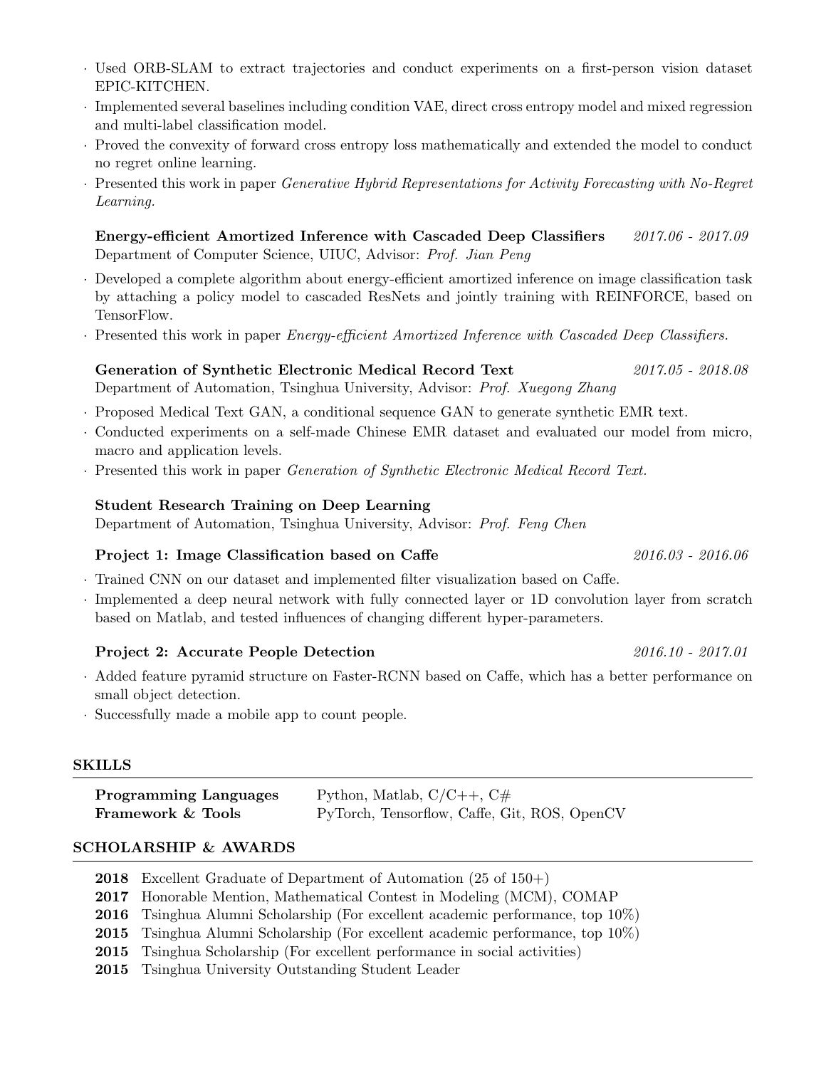- Used ORB-SLAM to extract trajectories and conduct experiments on a first-person vision dataset EPIC-KITCHEN.
- Implemented several baselines including condition VAE, direct cross entropy model and mixed regression and multi-label classification model.
- Proved the convexity of forward cross entropy loss mathematically and extended the model to conduct no regret online learning.
- Presented this work in paper *Generative Hybrid Representations for Activity Forecasting with No-Regret Learning.*

**Energy-efficient Amortized Inference with Cascaded Deep Classifiers** *2017.06 - 2017.09*
Department of Computer Science, UIUC, Advisor: *Prof. Jian Peng*

- Developed a complete algorithm about energy-efficient amortized inference on image classification task by attaching a policy model to cascaded ResNets and jointly training with REINFORCE, based on TensorFlow.
- Presented this work in paper *Energy-efficient Amortized Inference with Cascaded Deep Classifiers.*

**Generation of Synthetic Electronic Medical Record Text** *2017.05 - 2018.08*
Department of Automation, Tsinghua University, Advisor: *Prof. Xuegong Zhang*

- Proposed Medical Text GAN, a conditional sequence GAN to generate synthetic EMR text.
- Conducted experiments on a self-made Chinese EMR dataset and evaluated our model from micro, macro and application levels.
- Presented this work in paper *Generation of Synthetic Electronic Medical Record Text.*

**Student Research Training on Deep Learning**
Department of Automation, Tsinghua University, Advisor: *Prof. Feng Chen*

**Project 1: Image Classification based on Caffe** *2016.03 - 2016.06*

- Trained CNN on our dataset and implemented filter visualization based on Caffe.
- Implemented a deep neural network with fully connected layer or 1D convolution layer from scratch based on Matlab, and tested influences of changing different hyper-parameters.

**Project 2: Accurate People Detection** *2016.10 - 2017.01*

- Added feature pyramid structure on Faster-RCNN based on Caffe, which has a better performance on small object detection.
- Successfully made a mobile app to count people.

## SKILLS

**Programming Languages** Python, Matlab, C/C++, C#
**Framework & Tools** PyTorch, Tensorflow, Caffe, Git, ROS, OpenCV

## SCHOLARSHIP & AWARDS

**2018** Excellent Graduate of Department of Automation (25 of 150+)
**2017** Honorable Mention, Mathematical Contest in Modeling (MCM), COMAP
**2016** Tsinghua Alumni Scholarship (For excellent academic performance, top 10%)
**2015** Tsinghua Alumni Scholarship (For excellent academic performance, top 10%)
**2015** Tsinghua Scholarship (For excellent performance in social activities)
**2015** Tsinghua University Outstanding Student Leader